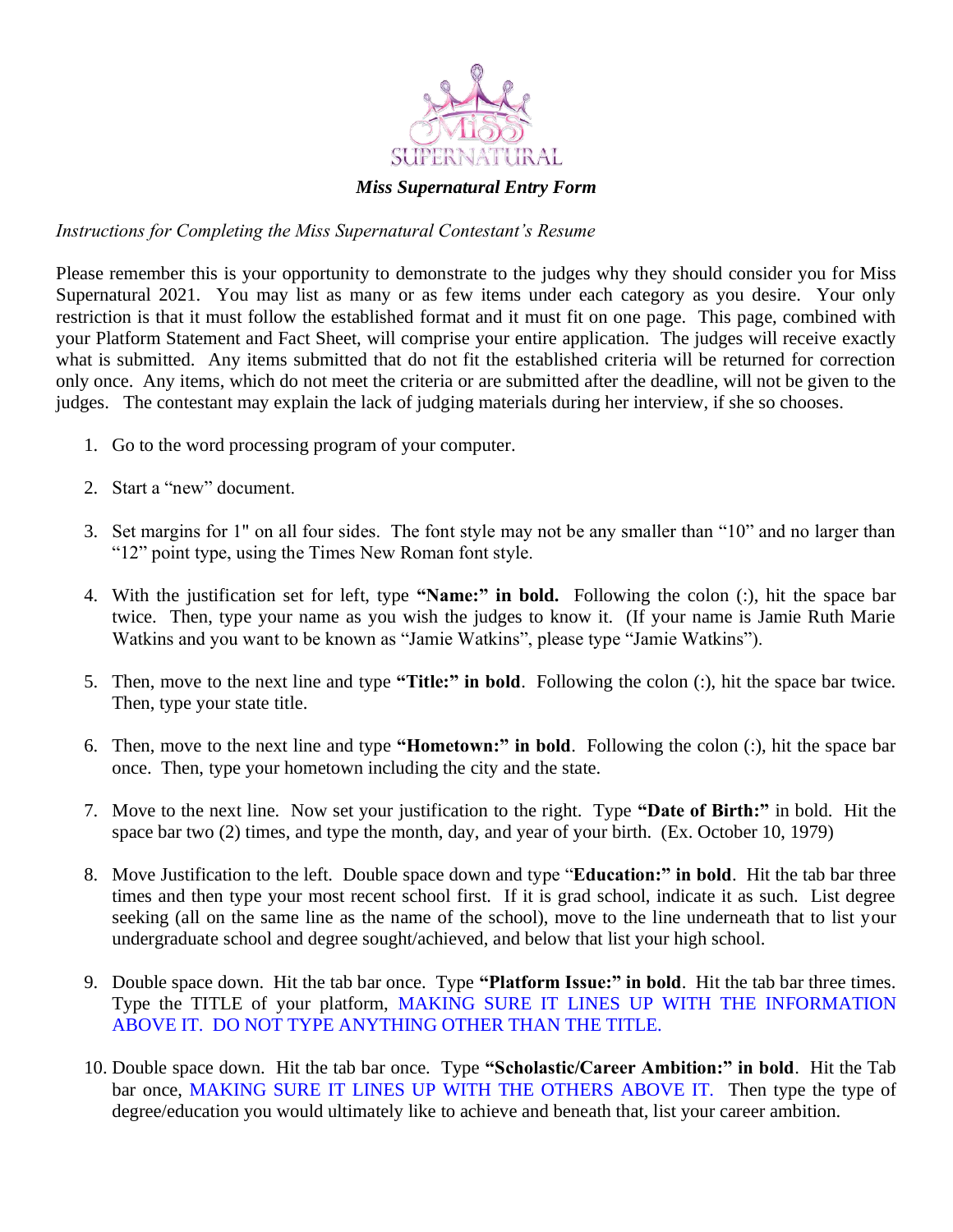# *Miss Supernatural Entry Form*

*Instructions for Completing the Miss Supernatural Contestant's Resume*

Please remember this is your opportunity to demonstrate to the judges why they should consider you for Miss Supernatural 2021. You may list as many or as few items under each category as you desire. Your only restriction is that it must follow the established format and it must fit on one page. This page, combined with your Platform Statement and Fact Sheet, will comprise your entire application. The judges will receive exactly what is submitted. Any items submitted that do not fit the established criteria will be returned for correction only once. Any items, which do not meet the criteria or are submitted after the deadline, will not be given to the judges. The contestant may explain the lack of judging materials during her interview, if she so chooses.

1. Go to the word processing program of your computer.

2. Start a "new" document.

3. Set margins for 1" on all four sides. The font style may not be any smaller than "10" and no larger than "12" point type, using the Times New Roman font style.

4. With the justification set for left, type **"Name:" in bold.** Following the colon (:), hit the space bar twice. Then, type your name as you wish the judges to know it. (If your name is Jamie Ruth Marie Watkins and you want to be known as "Jamie Watkins", please type "Jamie Watkins").

5. Then, move to the next line and type **"Title:" in bold**. Following the colon (:), hit the space bar twice. Then, type your state title.

6. Then, move to the next line and type **"Hometown:" in bold**. Following the colon (:), hit the space bar once. Then, type your hometown including the city and the state.

7. Move to the next line. Now set your justification to the right. Type **"Date of Birth:"** in bold. Hit the space bar two (2) times, and type the month, day, and year of your birth. (Ex. October 10, 1979)

8. Move Justification to the left. Double space down and type "**Education:" in bold**. Hit the tab bar three times and then type your most recent school first. If it is grad school, indicate it as such. List degree seeking (all on the same line as the name of the school), move to the line underneath that to list your undergraduate school and degree sought/achieved, and below that list your high school.

9. Double space down. Hit the tab bar once. Type **"Platform Issue:" in bold**. Hit the tab bar three times. Type the TITLE of your platform, MAKING SURE IT LINES UP WITH THE INFORMATION ABOVE IT. DO NOT TYPE ANYTHING OTHER THAN THE TITLE.

10. Double space down. Hit the tab bar once. Type **"Scholastic/Career Ambition:" in bold**. Hit the Tab bar once, MAKING SURE IT LINES UP WITH THE OTHERS ABOVE IT. Then type the type of degree/education you would ultimately like to achieve and beneath that, list your career ambition.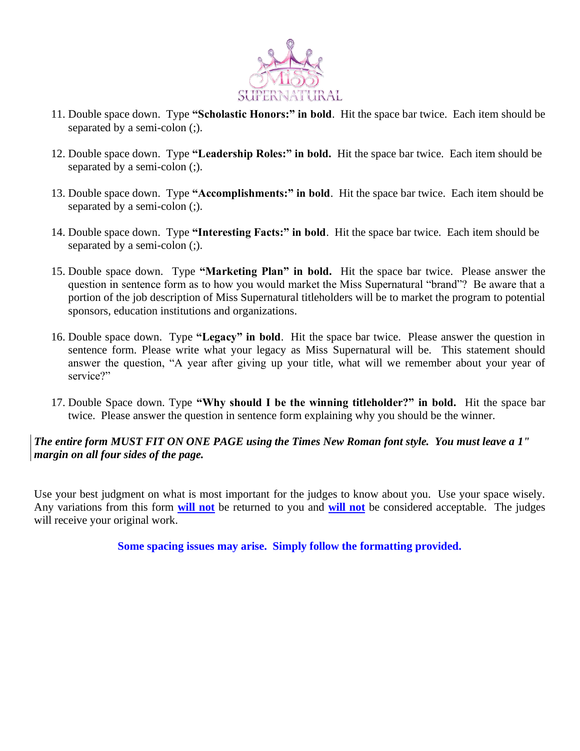11. Double space down. Type **"Scholastic Honors:" in bold**. Hit the space bar twice. Each item should be separated by a semi-colon (;).

12. Double space down. Type **"Leadership Roles:" in bold.** Hit the space bar twice. Each item should be separated by a semi-colon (;).

13. Double space down. Type **"Accomplishments:" in bold**. Hit the space bar twice. Each item should be separated by a semi-colon (;).

14. Double space down. Type **"Interesting Facts:" in bold**. Hit the space bar twice. Each item should be separated by a semi-colon (;).

15. Double space down. Type **"Marketing Plan" in bold.** Hit the space bar twice. Please answer the question in sentence form as to how you would market the Miss Supernatural "brand"? Be aware that a portion of the job description of Miss Supernatural titleholders will be to market the program to potential sponsors, education institutions and organizations.

16. Double space down. Type **"Legacy" in bold**. Hit the space bar twice. Please answer the question in sentence form. Please write what your legacy as Miss Supernatural will be. This statement should answer the question, "A year after giving up your title, what will we remember about your year of service?"

17. Double Space down. Type **"Why should I be the winning titleholder?" in bold.** Hit the space bar twice. Please answer the question in sentence form explaining why you should be the winner.

***The entire form MUST FIT ON ONE PAGE using the Times New Roman font style. You must leave a 1" margin on all four sides of the page.***

Use your best judgment on what is most important for the judges to know about you. Use your space wisely. Any variations from this form **will not** be returned to you and **will not** be considered acceptable. The judges will receive your original work.

**Some spacing issues may arise. Simply follow the formatting provided.**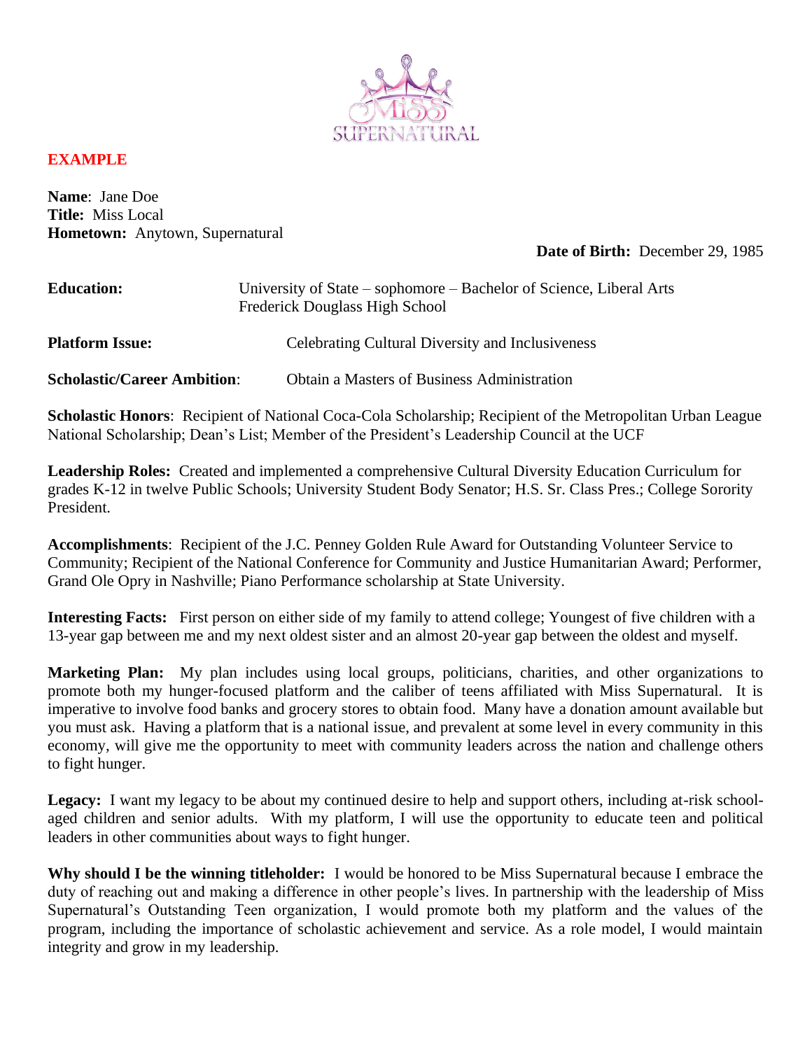**EXAMPLE**

**Name**: Jane Doe
**Title:** Miss Local
**Hometown:** Anytown, Supernatural

**Date of Birth:** December 29, 1985

**Education:** University of State – sophomore – Bachelor of Science, Liberal Arts
Frederick Douglass High School

**Platform Issue:** Celebrating Cultural Diversity and Inclusiveness

**Scholastic/Career Ambition**: Obtain a Masters of Business Administration

**Scholastic Honors**: Recipient of National Coca-Cola Scholarship; Recipient of the Metropolitan Urban League National Scholarship; Dean's List; Member of the President's Leadership Council at the UCF

**Leadership Roles:** Created and implemented a comprehensive Cultural Diversity Education Curriculum for grades K-12 in twelve Public Schools; University Student Body Senator; H.S. Sr. Class Pres.; College Sorority President.

**Accomplishments**: Recipient of the J.C. Penney Golden Rule Award for Outstanding Volunteer Service to Community; Recipient of the National Conference for Community and Justice Humanitarian Award; Performer, Grand Ole Opry in Nashville; Piano Performance scholarship at State University.

**Interesting Facts:** First person on either side of my family to attend college; Youngest of five children with a 13-year gap between me and my next oldest sister and an almost 20-year gap between the oldest and myself.

**Marketing Plan:** My plan includes using local groups, politicians, charities, and other organizations to promote both my hunger-focused platform and the caliber of teens affiliated with Miss Supernatural. It is imperative to involve food banks and grocery stores to obtain food. Many have a donation amount available but you must ask. Having a platform that is a national issue, and prevalent at some level in every community in this economy, will give me the opportunity to meet with community leaders across the nation and challenge others to fight hunger.

**Legacy:** I want my legacy to be about my continued desire to help and support others, including at-risk school-aged children and senior adults. With my platform, I will use the opportunity to educate teen and political leaders in other communities about ways to fight hunger.

**Why should I be the winning titleholder:** I would be honored to be Miss Supernatural because I embrace the duty of reaching out and making a difference in other people's lives. In partnership with the leadership of Miss Supernatural's Outstanding Teen organization, I would promote both my platform and the values of the program, including the importance of scholastic achievement and service. As a role model, I would maintain integrity and grow in my leadership.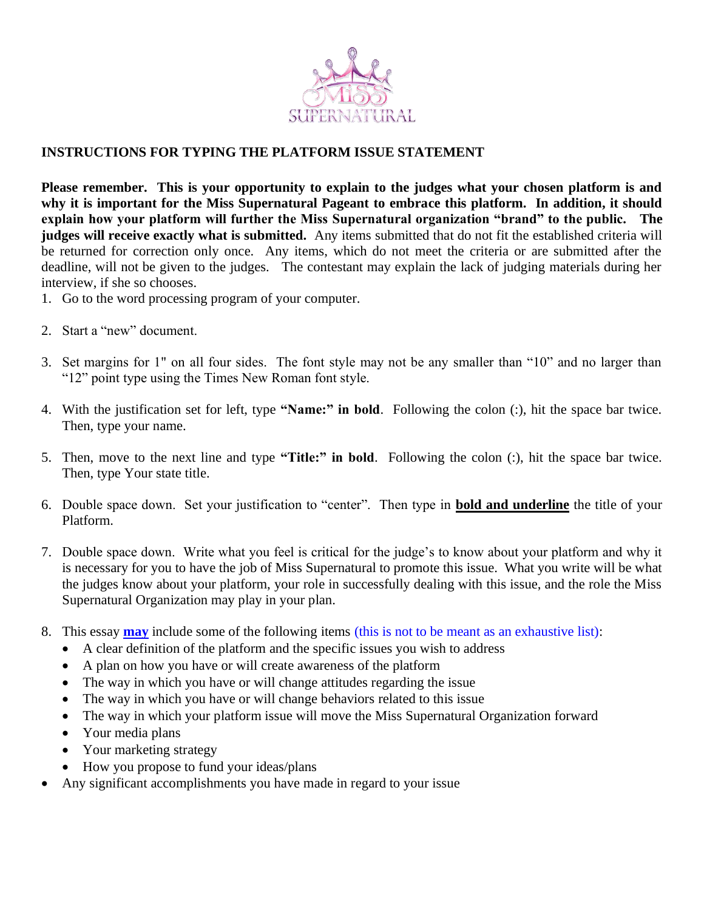## INSTRUCTIONS FOR TYPING THE PLATFORM ISSUE STATEMENT

**Please remember. This is your opportunity to explain to the judges what your chosen platform is and why it is important for the Miss Supernatural Pageant to embrace this platform. In addition, it should explain how your platform will further the Miss Supernatural organization "brand" to the public. The judges will receive exactly what is submitted.** Any items submitted that do not fit the established criteria will be returned for correction only once. Any items, which do not meet the criteria or are submitted after the deadline, will not be given to the judges. The contestant may explain the lack of judging materials during her interview, if she so chooses.

1. Go to the word processing program of your computer.

2. Start a "new" document.

3. Set margins for 1" on all four sides. The font style may not be any smaller than "10" and no larger than "12" point type using the Times New Roman font style.

4. With the justification set for left, type **"Name:" in bold**. Following the colon (:), hit the space bar twice. Then, type your name.

5. Then, move to the next line and type **"Title:" in bold**. Following the colon (:), hit the space bar twice. Then, type Your state title.

6. Double space down. Set your justification to "center". Then type in **bold and underline** the title of your Platform.

7. Double space down. Write what you feel is critical for the judge's to know about your platform and why it is necessary for you to have the job of Miss Supernatural to promote this issue. What you write will be what the judges know about your platform, your role in successfully dealing with this issue, and the role the Miss Supernatural Organization may play in your plan.

8. This essay **may** include some of the following items (this is not to be meant as an exhaustive list):
   - A clear definition of the platform and the specific issues you wish to address
   - A plan on how you have or will create awareness of the platform
   - The way in which you have or will change attitudes regarding the issue
   - The way in which you have or will change behaviors related to this issue
   - The way in which your platform issue will move the Miss Supernatural Organization forward
   - Your media plans
   - Your marketing strategy
   - How you propose to fund your ideas/plans

- Any significant accomplishments you have made in regard to your issue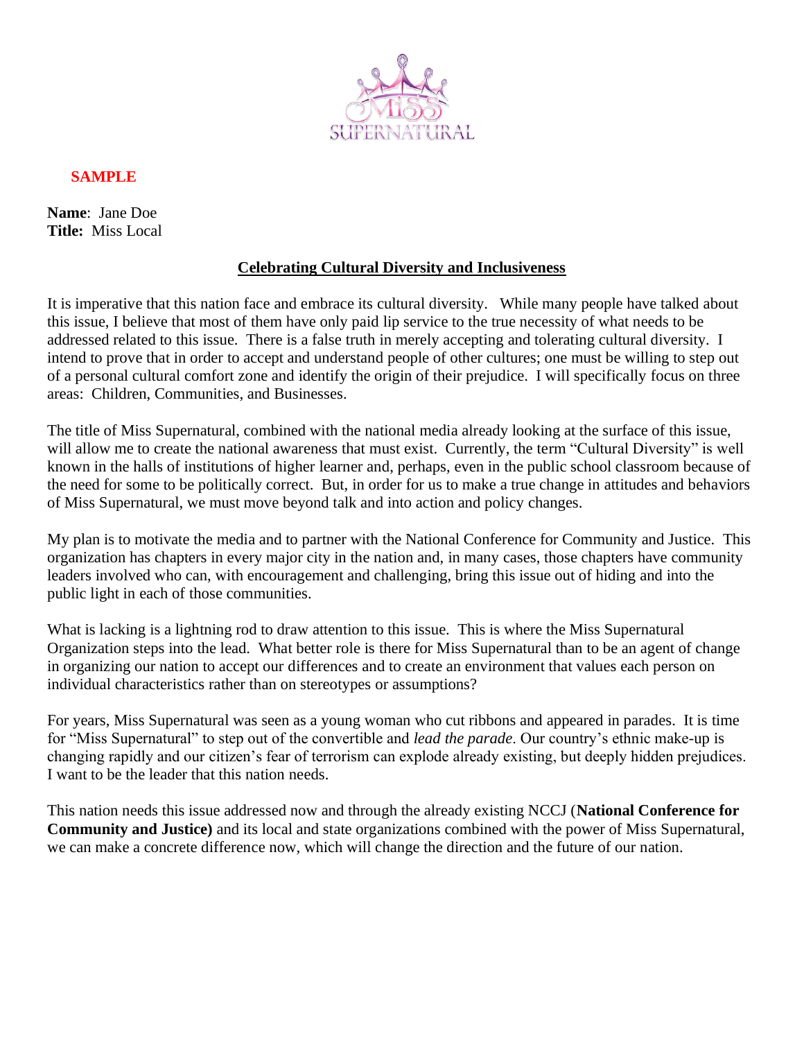**SAMPLE**

**Name**: Jane Doe
**Title:** Miss Local

## Celebrating Cultural Diversity and Inclusiveness

It is imperative that this nation face and embrace its cultural diversity. While many people have talked about this issue, I believe that most of them have only paid lip service to the true necessity of what needs to be addressed related to this issue. There is a false truth in merely accepting and tolerating cultural diversity. I intend to prove that in order to accept and understand people of other cultures; one must be willing to step out of a personal cultural comfort zone and identify the origin of their prejudice. I will specifically focus on three areas: Children, Communities, and Businesses.

The title of Miss Supernatural, combined with the national media already looking at the surface of this issue, will allow me to create the national awareness that must exist. Currently, the term "Cultural Diversity" is well known in the halls of institutions of higher learner and, perhaps, even in the public school classroom because of the need for some to be politically correct. But, in order for us to make a true change in attitudes and behaviors of Miss Supernatural, we must move beyond talk and into action and policy changes.

My plan is to motivate the media and to partner with the National Conference for Community and Justice. This organization has chapters in every major city in the nation and, in many cases, those chapters have community leaders involved who can, with encouragement and challenging, bring this issue out of hiding and into the public light in each of those communities.

What is lacking is a lightning rod to draw attention to this issue. This is where the Miss Supernatural Organization steps into the lead. What better role is there for Miss Supernatural than to be an agent of change in organizing our nation to accept our differences and to create an environment that values each person on individual characteristics rather than on stereotypes or assumptions?

For years, Miss Supernatural was seen as a young woman who cut ribbons and appeared in parades. It is time for "Miss Supernatural" to step out of the convertible and *lead the parade*. Our country's ethnic make-up is changing rapidly and our citizen's fear of terrorism can explode already existing, but deeply hidden prejudices. I want to be the leader that this nation needs.

This nation needs this issue addressed now and through the already existing NCCJ (**National Conference for Community and Justice)** and its local and state organizations combined with the power of Miss Supernatural, we can make a concrete difference now, which will change the direction and the future of our nation.